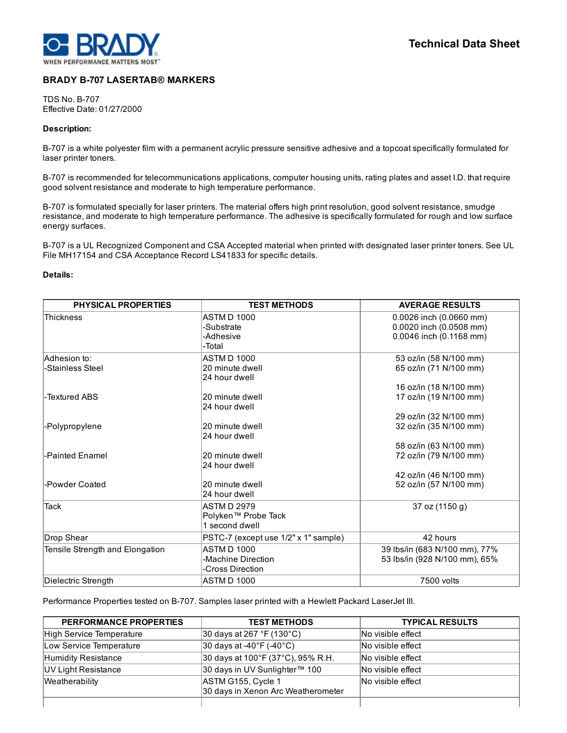Technical Data Sheet

## BRADY B-707 LASERTAB® MARKERS

TDS No. B-707
Effective Date: 01/27/2000

**Description:**

B-707 is a white polyester film with a permanent acrylic pressure sensitive adhesive and a topcoat specifically formulated for laser printer toners.

B-707 is recommended for telecommunications applications, computer housing units, rating plates and asset I.D. that require good solvent resistance and moderate to high temperature performance.

B-707 is formulated specially for laser printers. The material offers high print resolution, good solvent resistance, smudge resistance, and moderate to high temperature performance. The adhesive is specifically formulated for rough and low surface energy surfaces.

B-707 is a UL Recognized Component and CSA Accepted material when printed with designated laser printer toners. See UL File MH17154 and CSA Acceptance Record LS41833 for specific details.

**Details:**

| PHYSICAL PROPERTIES | TEST METHODS | AVERAGE RESULTS |
|---|---|---|
| Thickness | ASTM D 1000<br>-Substrate<br>-Adhesive<br>-Total | 0.0026 inch (0.0660 mm)<br>0.0020 inch (0.0508 mm)<br>0.0046 inch (0.1168 mm) |
| Adhesion to:<br>-Stainless Steel | ASTM D 1000<br>20 minute dwell<br>24 hour dwell | 53 oz/in (58 N/100 mm)<br>65 oz/in (71 N/100 mm) |
| -Textured ABS | 20 minute dwell<br>24 hour dwell | 16 oz/in (18 N/100 mm)<br>17 oz/in (19 N/100 mm) |
| -Polypropylene | 20 minute dwell<br>24 hour dwell | 29 oz/in (32 N/100 mm)<br>32 oz/in (35 N/100 mm) |
| -Painted Enamel | 20 minute dwell<br>24 hour dwell | 58 oz/in (63 N/100 mm)<br>72 oz/in (79 N/100 mm) |
| -Powder Coated | 20 minute dwell<br>24 hour dwell | 42 oz/in (46 N/100 mm)<br>52 oz/in (57 N/100 mm) |
| Tack | ASTM D 2979<br>Polyken™ Probe Tack<br>1 second dwell | 37 oz (1150 g) |
| Drop Shear | PSTC-7 (except use 1/2" x 1" sample) | 42 hours |
| Tensile Strength and Elongation | ASTM D 1000<br>-Machine Direction<br>-Cross Direction | 39 lbs/in (683 N/100 mm), 77%<br>53 lbs/in (928 N/100 mm), 65% |
| Dielectric Strength | ASTM D 1000 | 7500 volts |

Performance Properties tested on B-707. Samples laser printed with a Hewlett Packard LaserJet III.

| PERFORMANCE PROPERTIES | TEST METHODS | TYPICAL RESULTS |
|---|---|---|
| High Service Temperature | 30 days at 267 °F (130°C) | No visible effect |
| Low Service Temperature | 30 days at -40°F (-40°C) | No visible effect |
| Humidity Resistance | 30 days at 100°F (37°C), 95% R.H. | No visible effect |
| UV Light Resistance | 30 days in UV Sunlighter™ 100 | No visible effect |
| Weatherability | ASTM G155, Cycle 1<br>30 days in Xenon Arc Weatherometer | No visible effect |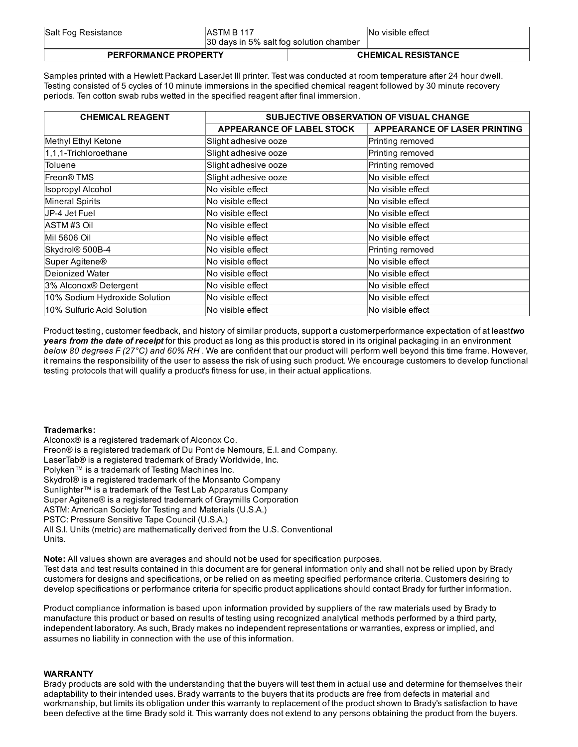| Salt Fog Resistance | ASTM B 117<br>30 days in 5% salt fog solution chamber | No visible effect |
| --- | --- | --- |

| PERFORMANCE PROPERTY | CHEMICAL RESISTANCE |
| --- | --- |

Samples printed with a Hewlett Packard LaserJet III printer. Test was conducted at room temperature after 24 hour dwell. Testing consisted of 5 cycles of 10 minute immersions in the specified chemical reagent followed by 30 minute recovery periods. Ten cotton swab rubs wetted in the specified reagent after final immersion.

| CHEMICAL REAGENT | SUBJECTIVE OBSERVATION OF VISUAL CHANGE | |
| --- | --- | --- |
| | APPEARANCE OF LABEL STOCK | APPEARANCE OF LASER PRINTING |
| Methyl Ethyl Ketone | Slight adhesive ooze | Printing removed |
| 1,1,1-Trichloroethane | Slight adhesive ooze | Printing removed |
| Toluene | Slight adhesive ooze | Printing removed |
| Freon® TMS | Slight adhesive ooze | No visible effect |
| Isopropyl Alcohol | No visible effect | No visible effect |
| Mineral Spirits | No visible effect | No visible effect |
| JP-4 Jet Fuel | No visible effect | No visible effect |
| ASTM #3 Oil | No visible effect | No visible effect |
| Mil 5606 Oil | No visible effect | No visible effect |
| Skydrol® 500B-4 | No visible effect | Printing removed |
| Super Agitene® | No visible effect | No visible effect |
| Deionized Water | No visible effect | No visible effect |
| 3% Alconox® Detergent | No visible effect | No visible effect |
| 10% Sodium Hydroxide Solution | No visible effect | No visible effect |
| 10% Sulfuric Acid Solution | No visible effect | No visible effect |

Product testing, customer feedback, and history of similar products, support a customerperformance expectation of at least***two years from the date of receipt*** for this product as long as this product is stored in its original packaging in an environment *below 80 degrees F (27°C) and 60% RH* . We are confident that our product will perform well beyond this time frame. However, it remains the responsibility of the user to assess the risk of using such product. We encourage customers to develop functional testing protocols that will qualify a product's fitness for use, in their actual applications.

**Trademarks:**
Alconox® is a registered trademark of Alconox Co.
Freon® is a registered trademark of Du Pont de Nemours, E.I. and Company.
LaserTab® is a registered trademark of Brady Worldwide, Inc.
Polyken™ is a trademark of Testing Machines Inc.
Skydrol® is a registered trademark of the Monsanto Company
Sunlighter™ is a trademark of the Test Lab Apparatus Company
Super Agitene® is a registered trademark of Graymills Corporation
ASTM: American Society for Testing and Materials (U.S.A.)
PSTC: Pressure Sensitive Tape Council (U.S.A.)
All S.I. Units (metric) are mathematically derived from the U.S. Conventional Units.

**Note:** All values shown are averages and should not be used for specification purposes.
Test data and test results contained in this document are for general information only and shall not be relied upon by Brady customers for designs and specifications, or be relied on as meeting specified performance criteria. Customers desiring to develop specifications or performance criteria for specific product applications should contact Brady for further information.

Product compliance information is based upon information provided by suppliers of the raw materials used by Brady to manufacture this product or based on results of testing using recognized analytical methods performed by a third party, independent laboratory. As such, Brady makes no independent representations or warranties, express or implied, and assumes no liability in connection with the use of this information.

**WARRANTY**
Brady products are sold with the understanding that the buyers will test them in actual use and determine for themselves their adaptability to their intended uses. Brady warrants to the buyers that its products are free from defects in material and workmanship, but limits its obligation under this warranty to replacement of the product shown to Brady's satisfaction to have been defective at the time Brady sold it. This warranty does not extend to any persons obtaining the product from the buyers.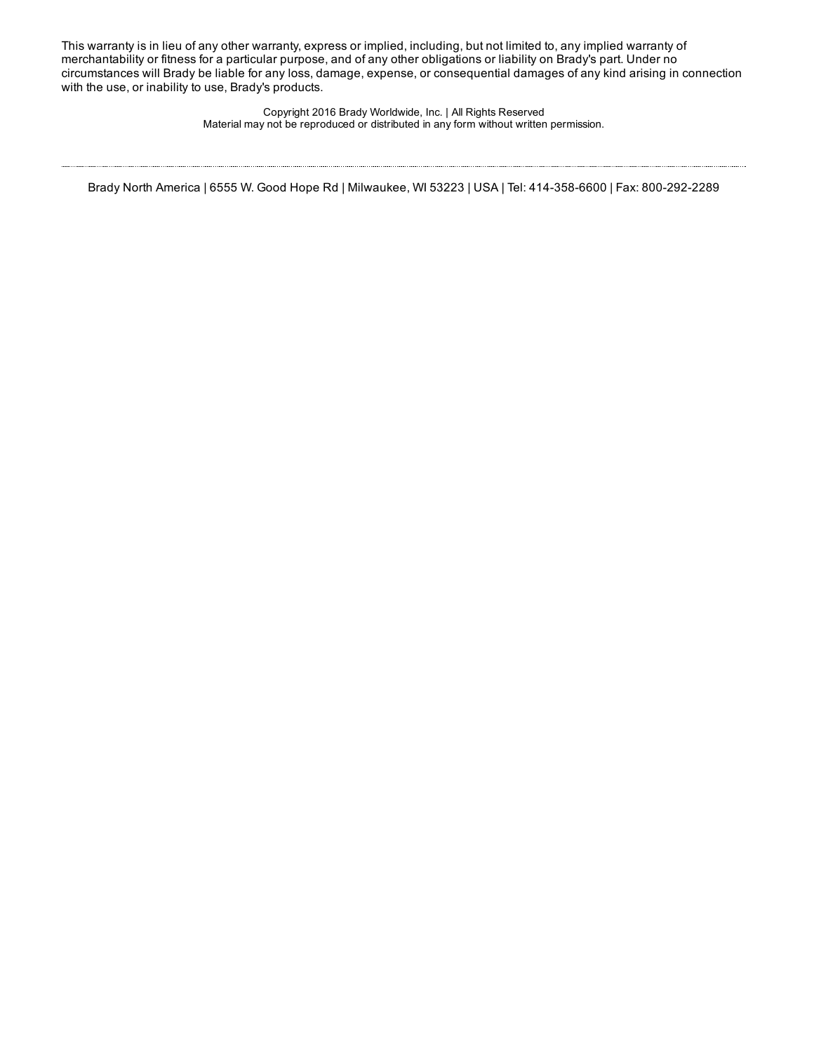This warranty is in lieu of any other warranty, express or implied, including, but not limited to, any implied warranty of merchantability or fitness for a particular purpose, and of any other obligations or liability on Brady's part. Under no circumstances will Brady be liable for any loss, damage, expense, or consequential damages of any kind arising in connection with the use, or inability to use, Brady's products.

Copyright 2016 Brady Worldwide, Inc. | All Rights Reserved
Material may not be reproduced or distributed in any form without written permission.

---

Brady North America | 6555 W. Good Hope Rd | Milwaukee, WI 53223 | USA | Tel: 414-358-6600 | Fax: 800-292-2289